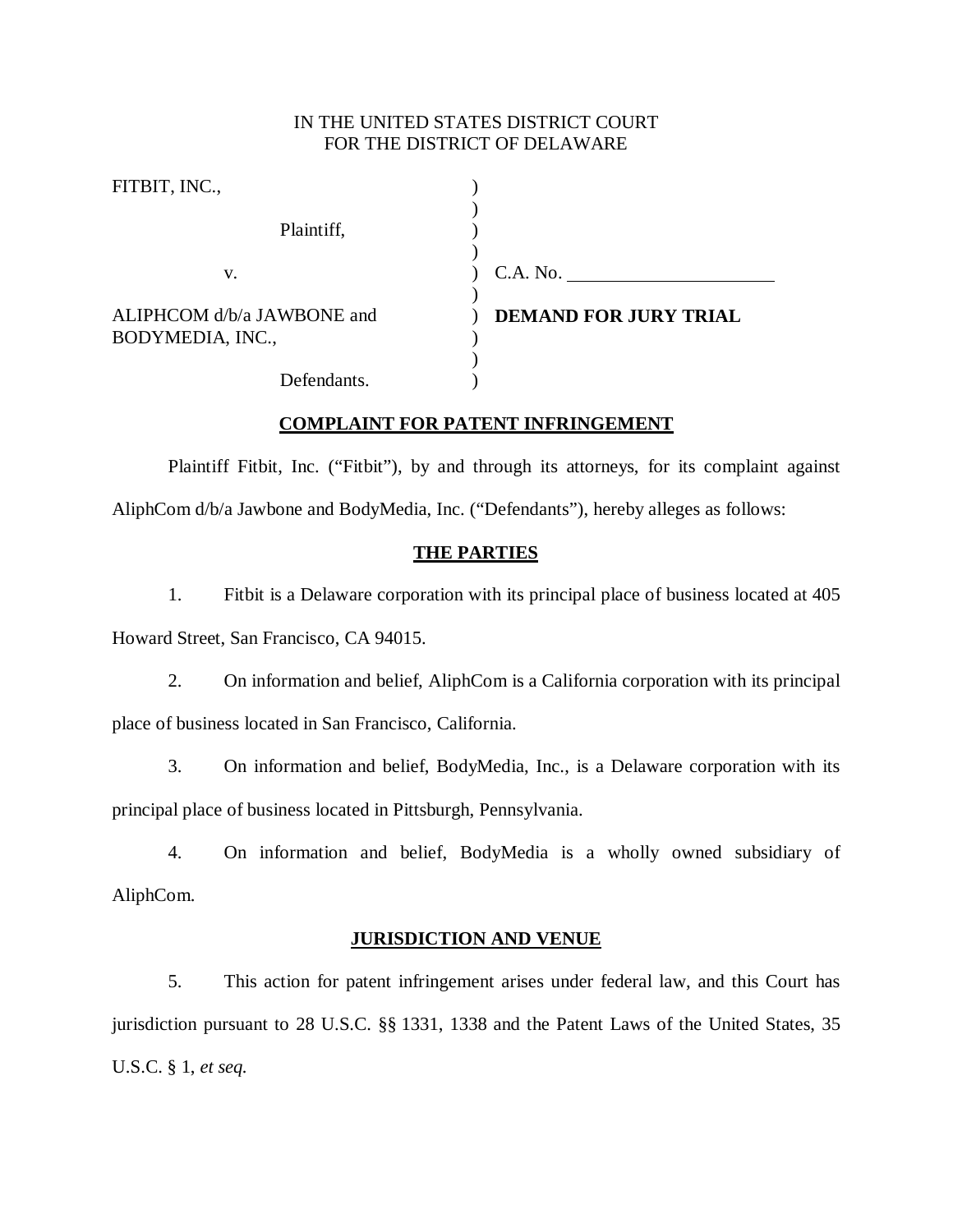IN THE UNITED STATES DISTRICT COURT
FOR THE DISTRICT OF DELAWARE

| | | |
|---|---|---|
| FITBIT, INC., | ) | |
| Plaintiff, | ) | |
| v. | ) | C.A. No. \_\_\_\_\_\_\_\_\_\_\_\_\_\_\_\_\_\_ |
| ALIPHCOM d/b/a JAWBONE and BODYMEDIA, INC., | ) | **DEMAND FOR JURY TRIAL** |
| Defendants. | ) | |

## COMPLAINT FOR PATENT INFRINGEMENT

Plaintiff Fitbit, Inc. ("Fitbit"), by and through its attorneys, for its complaint against AliphCom d/b/a Jawbone and BodyMedia, Inc. ("Defendants"), hereby alleges as follows:

## THE PARTIES

1. Fitbit is a Delaware corporation with its principal place of business located at 405 Howard Street, San Francisco, CA 94015.

2. On information and belief, AliphCom is a California corporation with its principal place of business located in San Francisco, California.

3. On information and belief, BodyMedia, Inc., is a Delaware corporation with its principal place of business located in Pittsburgh, Pennsylvania.

4. On information and belief, BodyMedia is a wholly owned subsidiary of AliphCom.

## JURISDICTION AND VENUE

5. This action for patent infringement arises under federal law, and this Court has jurisdiction pursuant to 28 U.S.C. §§ 1331, 1338 and the Patent Laws of the United States, 35 U.S.C. § 1, *et seq.*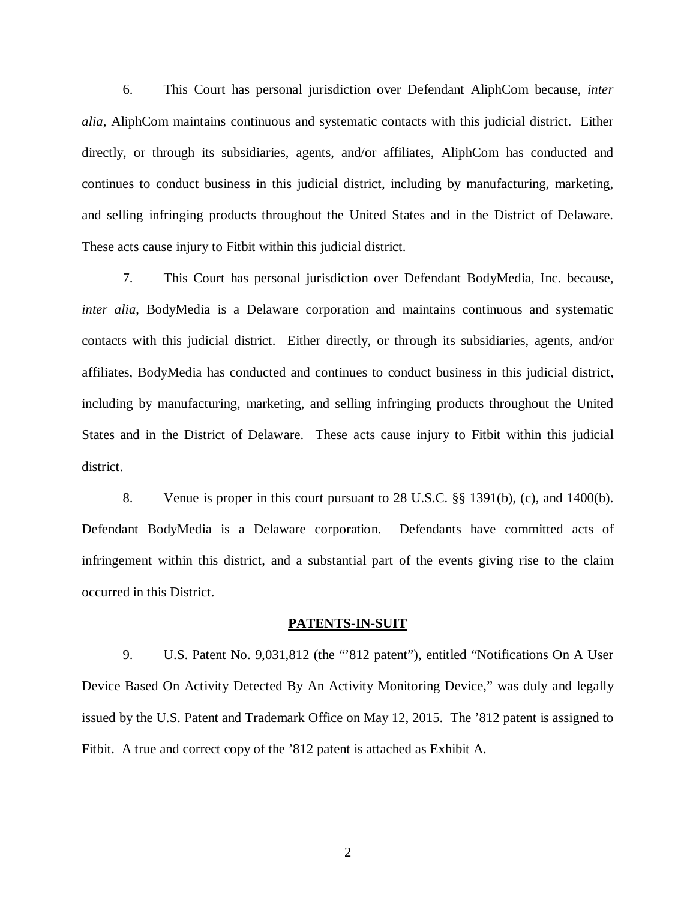6. This Court has personal jurisdiction over Defendant AliphCom because, *inter alia*, AliphCom maintains continuous and systematic contacts with this judicial district. Either directly, or through its subsidiaries, agents, and/or affiliates, AliphCom has conducted and continues to conduct business in this judicial district, including by manufacturing, marketing, and selling infringing products throughout the United States and in the District of Delaware. These acts cause injury to Fitbit within this judicial district.

7. This Court has personal jurisdiction over Defendant BodyMedia, Inc. because, *inter alia*, BodyMedia is a Delaware corporation and maintains continuous and systematic contacts with this judicial district. Either directly, or through its subsidiaries, agents, and/or affiliates, BodyMedia has conducted and continues to conduct business in this judicial district, including by manufacturing, marketing, and selling infringing products throughout the United States and in the District of Delaware. These acts cause injury to Fitbit within this judicial district.

8. Venue is proper in this court pursuant to 28 U.S.C. §§ 1391(b), (c), and 1400(b). Defendant BodyMedia is a Delaware corporation. Defendants have committed acts of infringement within this district, and a substantial part of the events giving rise to the claim occurred in this District.

**PATENTS-IN-SUIT**

9. U.S. Patent No. 9,031,812 (the "'812 patent"), entitled "Notifications On A User Device Based On Activity Detected By An Activity Monitoring Device," was duly and legally issued by the U.S. Patent and Trademark Office on May 12, 2015. The '812 patent is assigned to Fitbit. A true and correct copy of the '812 patent is attached as Exhibit A.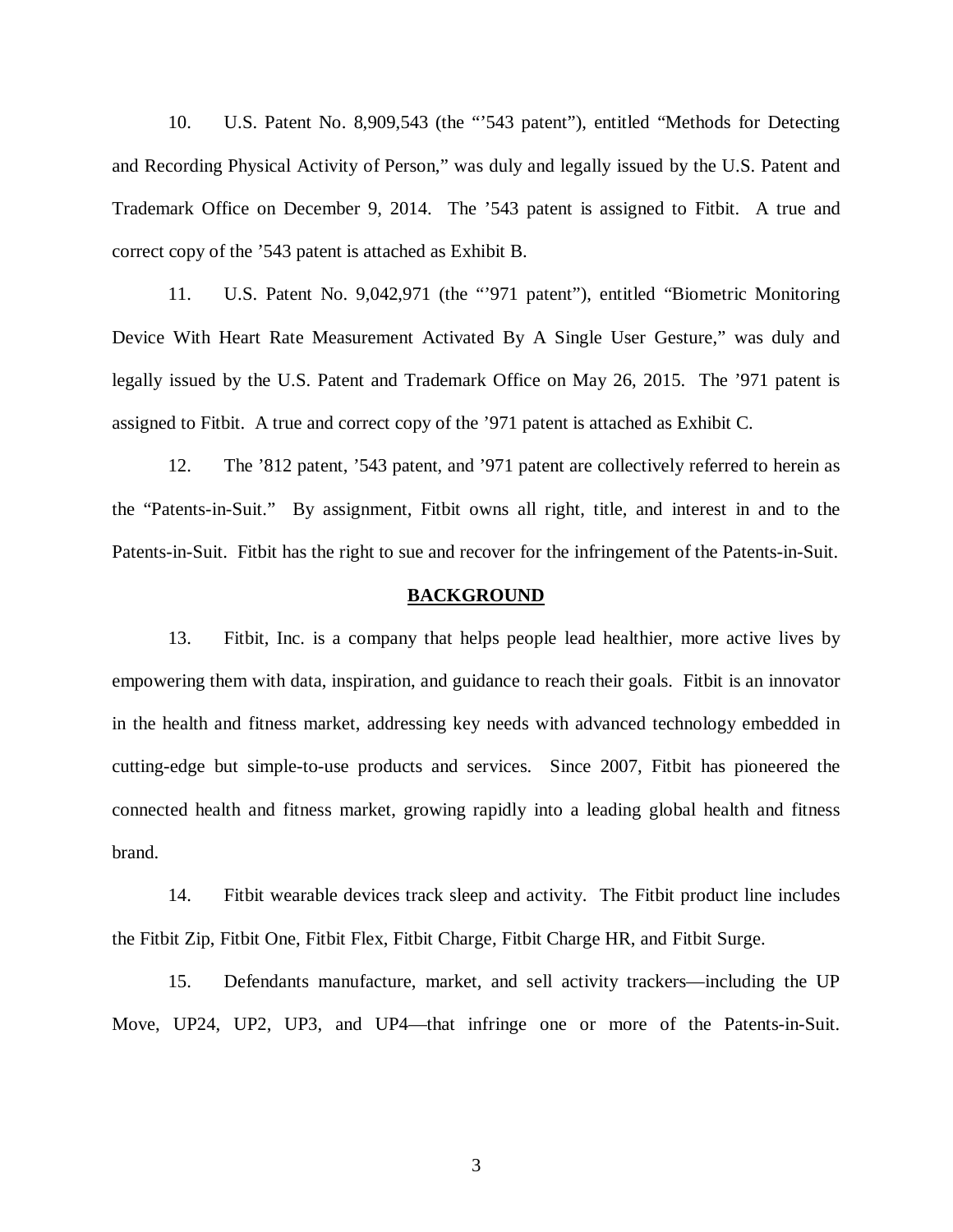10. U.S. Patent No. 8,909,543 (the "'543 patent"), entitled "Methods for Detecting and Recording Physical Activity of Person," was duly and legally issued by the U.S. Patent and Trademark Office on December 9, 2014. The '543 patent is assigned to Fitbit. A true and correct copy of the '543 patent is attached as Exhibit B.

11. U.S. Patent No. 9,042,971 (the "'971 patent"), entitled "Biometric Monitoring Device With Heart Rate Measurement Activated By A Single User Gesture," was duly and legally issued by the U.S. Patent and Trademark Office on May 26, 2015. The '971 patent is assigned to Fitbit. A true and correct copy of the '971 patent is attached as Exhibit C.

12. The '812 patent, '543 patent, and '971 patent are collectively referred to herein as the "Patents-in-Suit." By assignment, Fitbit owns all right, title, and interest in and to the Patents-in-Suit. Fitbit has the right to sue and recover for the infringement of the Patents-in-Suit.

## BACKGROUND

13. Fitbit, Inc. is a company that helps people lead healthier, more active lives by empowering them with data, inspiration, and guidance to reach their goals. Fitbit is an innovator in the health and fitness market, addressing key needs with advanced technology embedded in cutting-edge but simple-to-use products and services. Since 2007, Fitbit has pioneered the connected health and fitness market, growing rapidly into a leading global health and fitness brand.

14. Fitbit wearable devices track sleep and activity. The Fitbit product line includes the Fitbit Zip, Fitbit One, Fitbit Flex, Fitbit Charge, Fitbit Charge HR, and Fitbit Surge.

15. Defendants manufacture, market, and sell activity trackers—including the UP Move, UP24, UP2, UP3, and UP4—that infringe one or more of the Patents-in-Suit.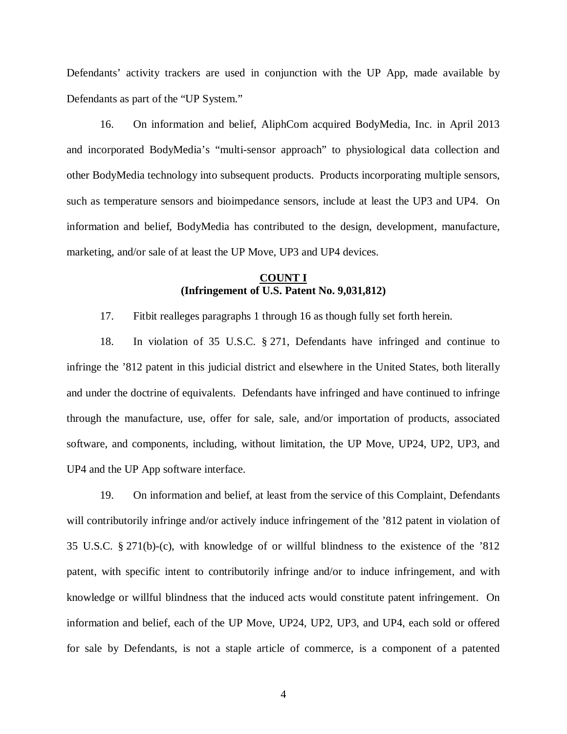Defendants' activity trackers are used in conjunction with the UP App, made available by Defendants as part of the "UP System."

16. On information and belief, AliphCom acquired BodyMedia, Inc. in April 2013 and incorporated BodyMedia's "multi-sensor approach" to physiological data collection and other BodyMedia technology into subsequent products. Products incorporating multiple sensors, such as temperature sensors and bioimpedance sensors, include at least the UP3 and UP4. On information and belief, BodyMedia has contributed to the design, development, manufacture, marketing, and/or sale of at least the UP Move, UP3 and UP4 devices.

**COUNT I**
**(Infringement of U.S. Patent No. 9,031,812)**

17. Fitbit realleges paragraphs 1 through 16 as though fully set forth herein.

18. In violation of 35 U.S.C. § 271, Defendants have infringed and continue to infringe the '812 patent in this judicial district and elsewhere in the United States, both literally and under the doctrine of equivalents. Defendants have infringed and have continued to infringe through the manufacture, use, offer for sale, sale, and/or importation of products, associated software, and components, including, without limitation, the UP Move, UP24, UP2, UP3, and UP4 and the UP App software interface.

19. On information and belief, at least from the service of this Complaint, Defendants will contributorily infringe and/or actively induce infringement of the '812 patent in violation of 35 U.S.C. § 271(b)-(c), with knowledge of or willful blindness to the existence of the '812 patent, with specific intent to contributorily infringe and/or to induce infringement, and with knowledge or willful blindness that the induced acts would constitute patent infringement. On information and belief, each of the UP Move, UP24, UP2, UP3, and UP4, each sold or offered for sale by Defendants, is not a staple article of commerce, is a component of a patented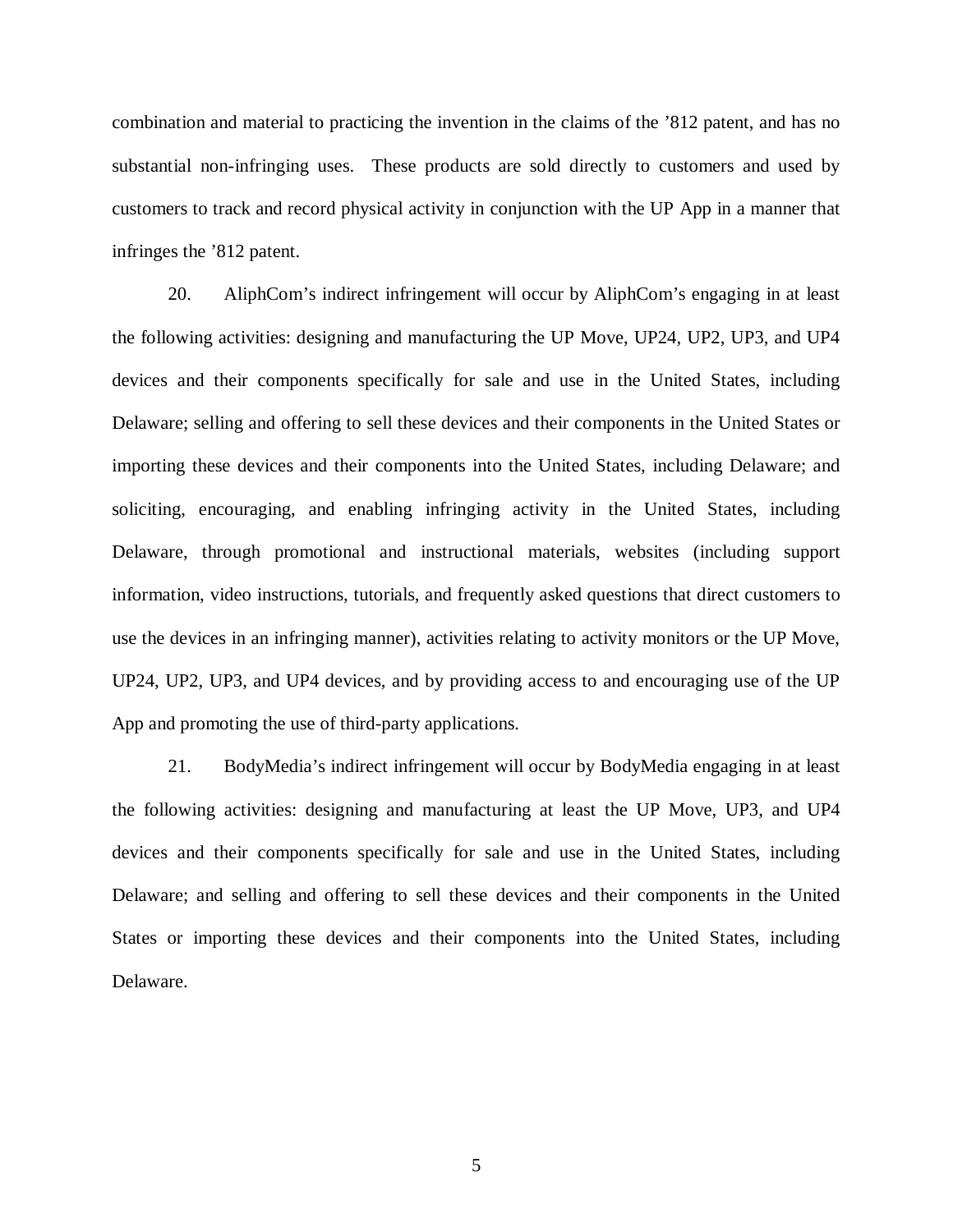combination and material to practicing the invention in the claims of the ’812 patent, and has no substantial non-infringing uses. These products are sold directly to customers and used by customers to track and record physical activity in conjunction with the UP App in a manner that infringes the ’812 patent.

20. AliphCom’s indirect infringement will occur by AliphCom’s engaging in at least the following activities: designing and manufacturing the UP Move, UP24, UP2, UP3, and UP4 devices and their components specifically for sale and use in the United States, including Delaware; selling and offering to sell these devices and their components in the United States or importing these devices and their components into the United States, including Delaware; and soliciting, encouraging, and enabling infringing activity in the United States, including Delaware, through promotional and instructional materials, websites (including support information, video instructions, tutorials, and frequently asked questions that direct customers to use the devices in an infringing manner), activities relating to activity monitors or the UP Move, UP24, UP2, UP3, and UP4 devices, and by providing access to and encouraging use of the UP App and promoting the use of third-party applications.

21. BodyMedia’s indirect infringement will occur by BodyMedia engaging in at least the following activities: designing and manufacturing at least the UP Move, UP3, and UP4 devices and their components specifically for sale and use in the United States, including Delaware; and selling and offering to sell these devices and their components in the United States or importing these devices and their components into the United States, including Delaware.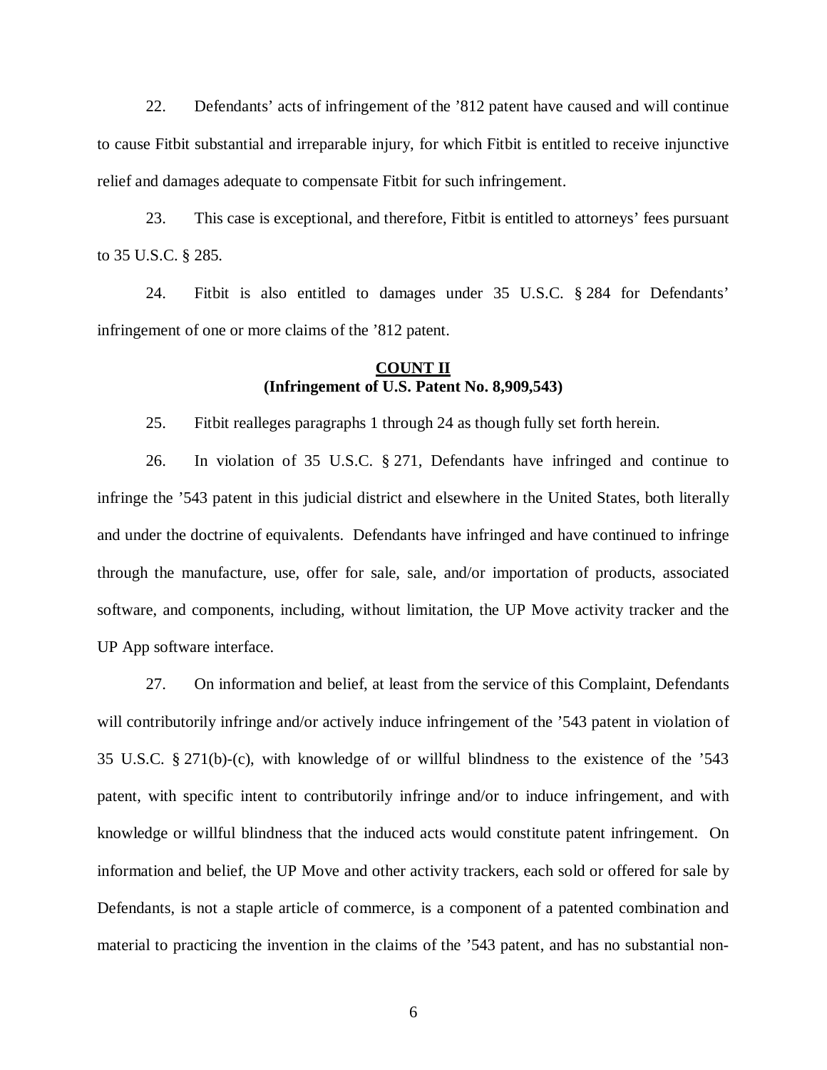22. Defendants' acts of infringement of the '812 patent have caused and will continue to cause Fitbit substantial and irreparable injury, for which Fitbit is entitled to receive injunctive relief and damages adequate to compensate Fitbit for such infringement.

23. This case is exceptional, and therefore, Fitbit is entitled to attorneys' fees pursuant to 35 U.S.C. § 285.

24. Fitbit is also entitled to damages under 35 U.S.C. § 284 for Defendants' infringement of one or more claims of the '812 patent.

**COUNT II**
**(Infringement of U.S. Patent No. 8,909,543)**

25. Fitbit realleges paragraphs 1 through 24 as though fully set forth herein.

26. In violation of 35 U.S.C. § 271, Defendants have infringed and continue to infringe the '543 patent in this judicial district and elsewhere in the United States, both literally and under the doctrine of equivalents. Defendants have infringed and have continued to infringe through the manufacture, use, offer for sale, sale, and/or importation of products, associated software, and components, including, without limitation, the UP Move activity tracker and the UP App software interface.

27. On information and belief, at least from the service of this Complaint, Defendants will contributorily infringe and/or actively induce infringement of the '543 patent in violation of 35 U.S.C. § 271(b)-(c), with knowledge of or willful blindness to the existence of the '543 patent, with specific intent to contributorily infringe and/or to induce infringement, and with knowledge or willful blindness that the induced acts would constitute patent infringement. On information and belief, the UP Move and other activity trackers, each sold or offered for sale by Defendants, is not a staple article of commerce, is a component of a patented combination and material to practicing the invention in the claims of the '543 patent, and has no substantial non-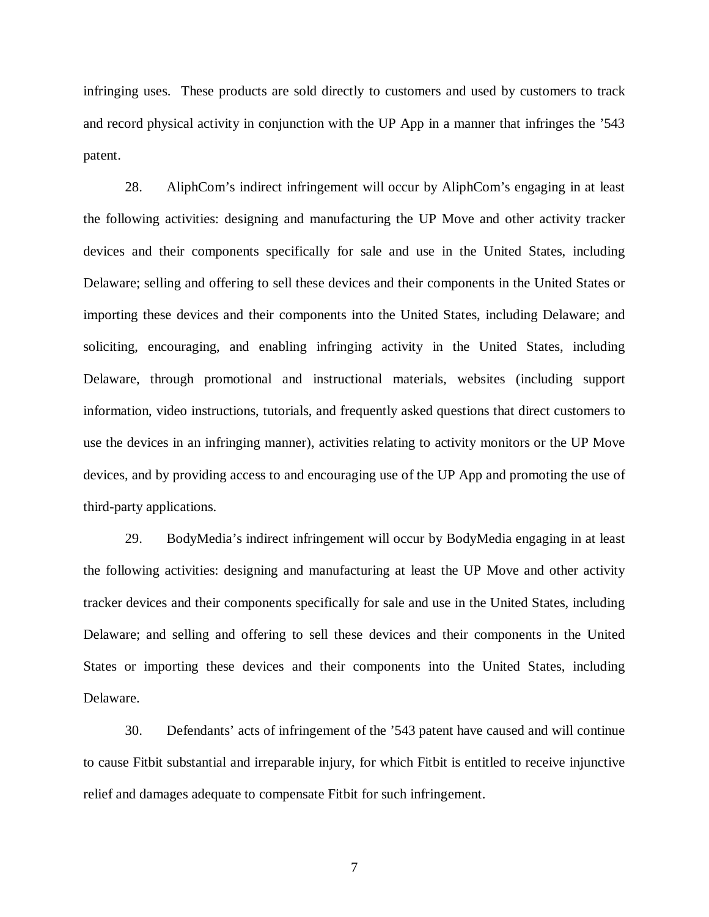infringing uses. These products are sold directly to customers and used by customers to track and record physical activity in conjunction with the UP App in a manner that infringes the ’543 patent.

28. AliphCom’s indirect infringement will occur by AliphCom’s engaging in at least the following activities: designing and manufacturing the UP Move and other activity tracker devices and their components specifically for sale and use in the United States, including Delaware; selling and offering to sell these devices and their components in the United States or importing these devices and their components into the United States, including Delaware; and soliciting, encouraging, and enabling infringing activity in the United States, including Delaware, through promotional and instructional materials, websites (including support information, video instructions, tutorials, and frequently asked questions that direct customers to use the devices in an infringing manner), activities relating to activity monitors or the UP Move devices, and by providing access to and encouraging use of the UP App and promoting the use of third-party applications.

29. BodyMedia’s indirect infringement will occur by BodyMedia engaging in at least the following activities: designing and manufacturing at least the UP Move and other activity tracker devices and their components specifically for sale and use in the United States, including Delaware; and selling and offering to sell these devices and their components in the United States or importing these devices and their components into the United States, including Delaware.

30. Defendants’ acts of infringement of the ’543 patent have caused and will continue to cause Fitbit substantial and irreparable injury, for which Fitbit is entitled to receive injunctive relief and damages adequate to compensate Fitbit for such infringement.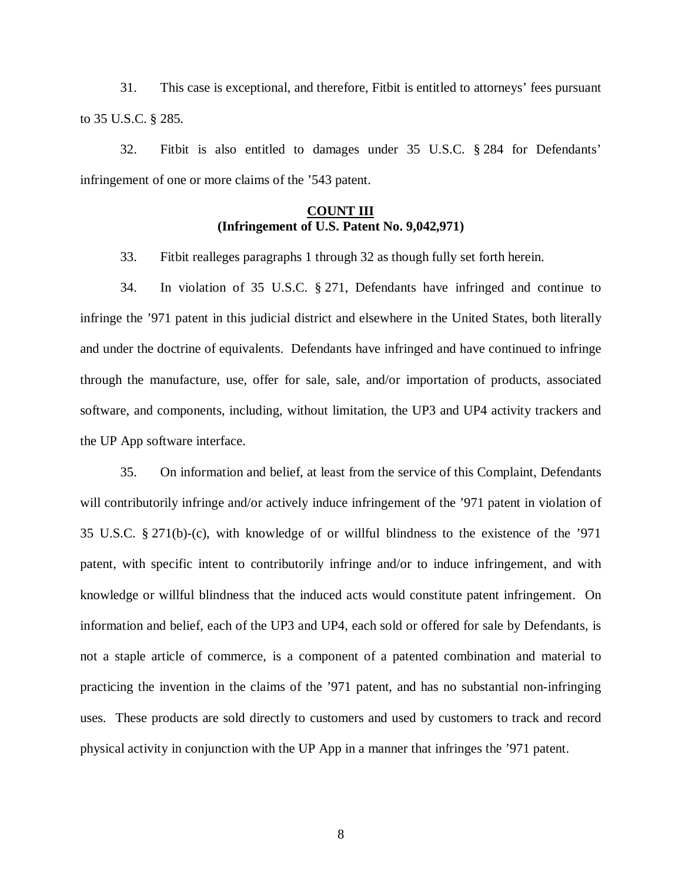31. This case is exceptional, and therefore, Fitbit is entitled to attorneys' fees pursuant to 35 U.S.C. § 285.

32. Fitbit is also entitled to damages under 35 U.S.C. § 284 for Defendants' infringement of one or more claims of the '543 patent.

**COUNT III**
**(Infringement of U.S. Patent No. 9,042,971)**

33. Fitbit realleges paragraphs 1 through 32 as though fully set forth herein.

34. In violation of 35 U.S.C. § 271, Defendants have infringed and continue to infringe the '971 patent in this judicial district and elsewhere in the United States, both literally and under the doctrine of equivalents. Defendants have infringed and have continued to infringe through the manufacture, use, offer for sale, sale, and/or importation of products, associated software, and components, including, without limitation, the UP3 and UP4 activity trackers and the UP App software interface.

35. On information and belief, at least from the service of this Complaint, Defendants will contributorily infringe and/or actively induce infringement of the '971 patent in violation of 35 U.S.C. § 271(b)-(c), with knowledge of or willful blindness to the existence of the '971 patent, with specific intent to contributorily infringe and/or to induce infringement, and with knowledge or willful blindness that the induced acts would constitute patent infringement. On information and belief, each of the UP3 and UP4, each sold or offered for sale by Defendants, is not a staple article of commerce, is a component of a patented combination and material to practicing the invention in the claims of the '971 patent, and has no substantial non-infringing uses. These products are sold directly to customers and used by customers to track and record physical activity in conjunction with the UP App in a manner that infringes the '971 patent.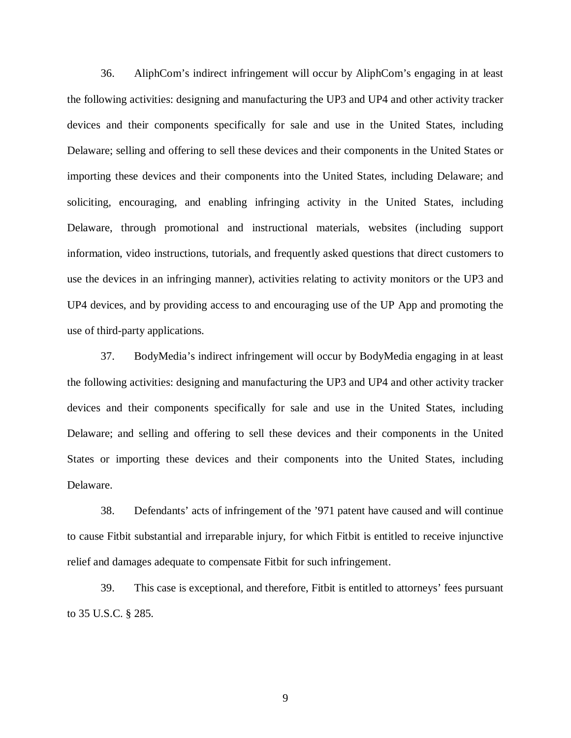36. AliphCom's indirect infringement will occur by AliphCom's engaging in at least the following activities: designing and manufacturing the UP3 and UP4 and other activity tracker devices and their components specifically for sale and use in the United States, including Delaware; selling and offering to sell these devices and their components in the United States or importing these devices and their components into the United States, including Delaware; and soliciting, encouraging, and enabling infringing activity in the United States, including Delaware, through promotional and instructional materials, websites (including support information, video instructions, tutorials, and frequently asked questions that direct customers to use the devices in an infringing manner), activities relating to activity monitors or the UP3 and UP4 devices, and by providing access to and encouraging use of the UP App and promoting the use of third-party applications.

37. BodyMedia's indirect infringement will occur by BodyMedia engaging in at least the following activities: designing and manufacturing the UP3 and UP4 and other activity tracker devices and their components specifically for sale and use in the United States, including Delaware; and selling and offering to sell these devices and their components in the United States or importing these devices and their components into the United States, including Delaware.

38. Defendants' acts of infringement of the '971 patent have caused and will continue to cause Fitbit substantial and irreparable injury, for which Fitbit is entitled to receive injunctive relief and damages adequate to compensate Fitbit for such infringement.

39. This case is exceptional, and therefore, Fitbit is entitled to attorneys' fees pursuant to 35 U.S.C. § 285.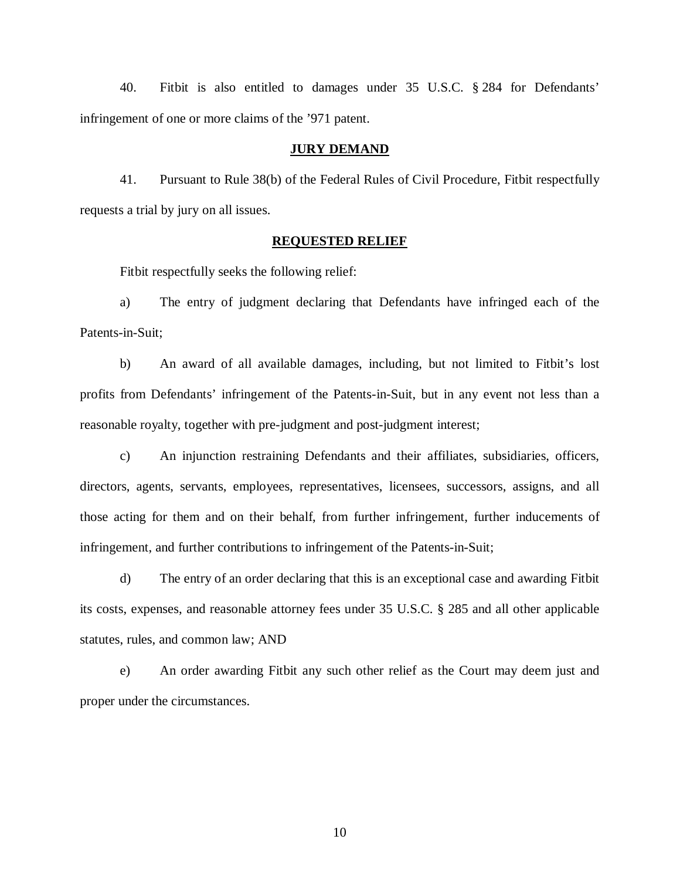40. Fitbit is also entitled to damages under 35 U.S.C. § 284 for Defendants' infringement of one or more claims of the '971 patent.

## **JURY DEMAND**

41. Pursuant to Rule 38(b) of the Federal Rules of Civil Procedure, Fitbit respectfully requests a trial by jury on all issues.

## **REQUESTED RELIEF**

Fitbit respectfully seeks the following relief:

a) The entry of judgment declaring that Defendants have infringed each of the Patents-in-Suit;

b) An award of all available damages, including, but not limited to Fitbit's lost profits from Defendants' infringement of the Patents-in-Suit, but in any event not less than a reasonable royalty, together with pre-judgment and post-judgment interest;

c) An injunction restraining Defendants and their affiliates, subsidiaries, officers, directors, agents, servants, employees, representatives, licensees, successors, assigns, and all those acting for them and on their behalf, from further infringement, further inducements of infringement, and further contributions to infringement of the Patents-in-Suit;

d) The entry of an order declaring that this is an exceptional case and awarding Fitbit its costs, expenses, and reasonable attorney fees under 35 U.S.C. § 285 and all other applicable statutes, rules, and common law; AND

e) An order awarding Fitbit any such other relief as the Court may deem just and proper under the circumstances.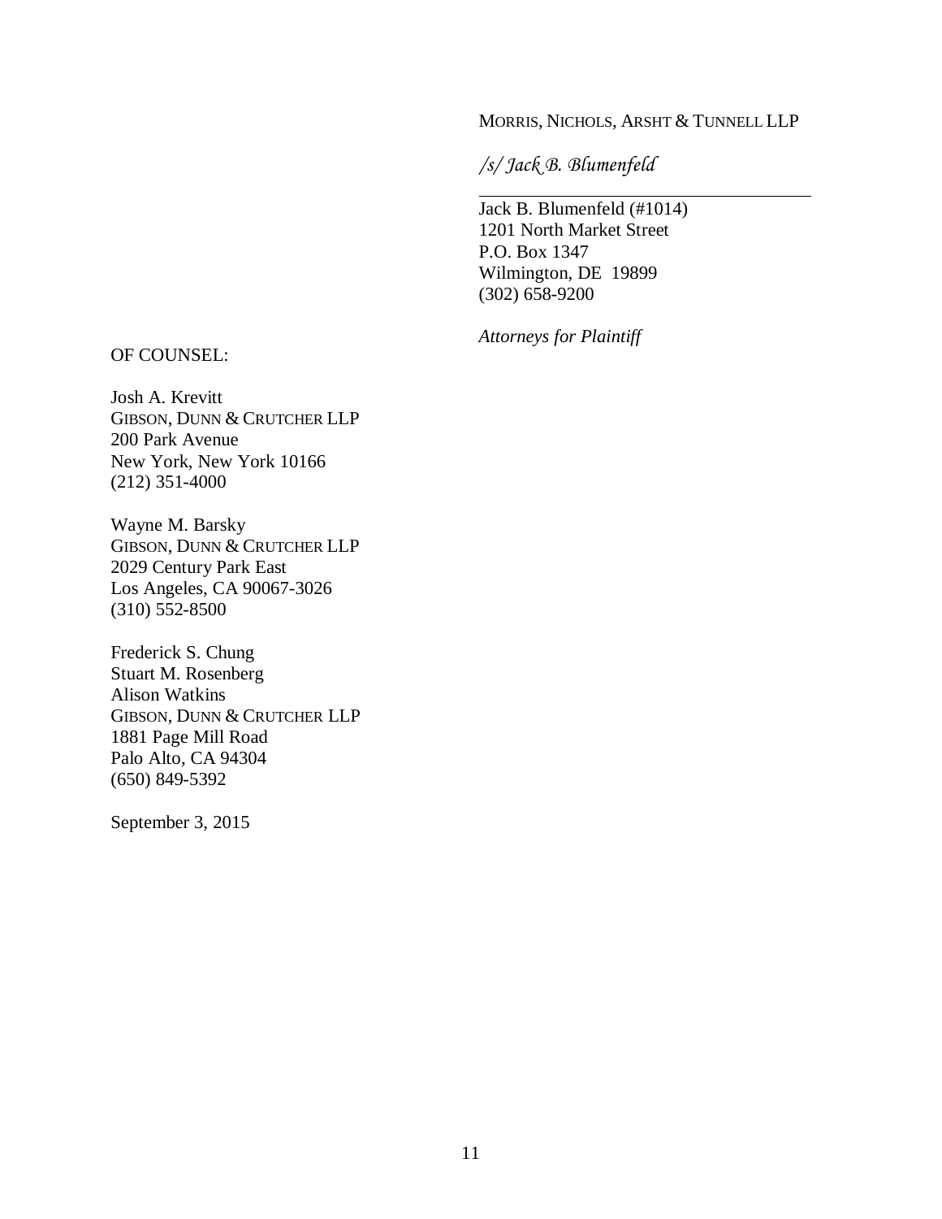MORRIS, NICHOLS, ARSHT & TUNNELL LLP

*/s/ Jack B. Blumenfeld*

Jack B. Blumenfeld (#1014)
1201 North Market Street
P.O. Box 1347
Wilmington, DE 19899
(302) 658-9200

*Attorneys for Plaintiff*

OF COUNSEL:

Josh A. Krevitt
GIBSON, DUNN & CRUTCHER LLP
200 Park Avenue
New York, New York 10166
(212) 351-4000

Wayne M. Barsky
GIBSON, DUNN & CRUTCHER LLP
2029 Century Park East
Los Angeles, CA 90067-3026
(310) 552-8500

Frederick S. Chung
Stuart M. Rosenberg
Alison Watkins
GIBSON, DUNN & CRUTCHER LLP
1881 Page Mill Road
Palo Alto, CA 94304
(650) 849-5392

September 3, 2015